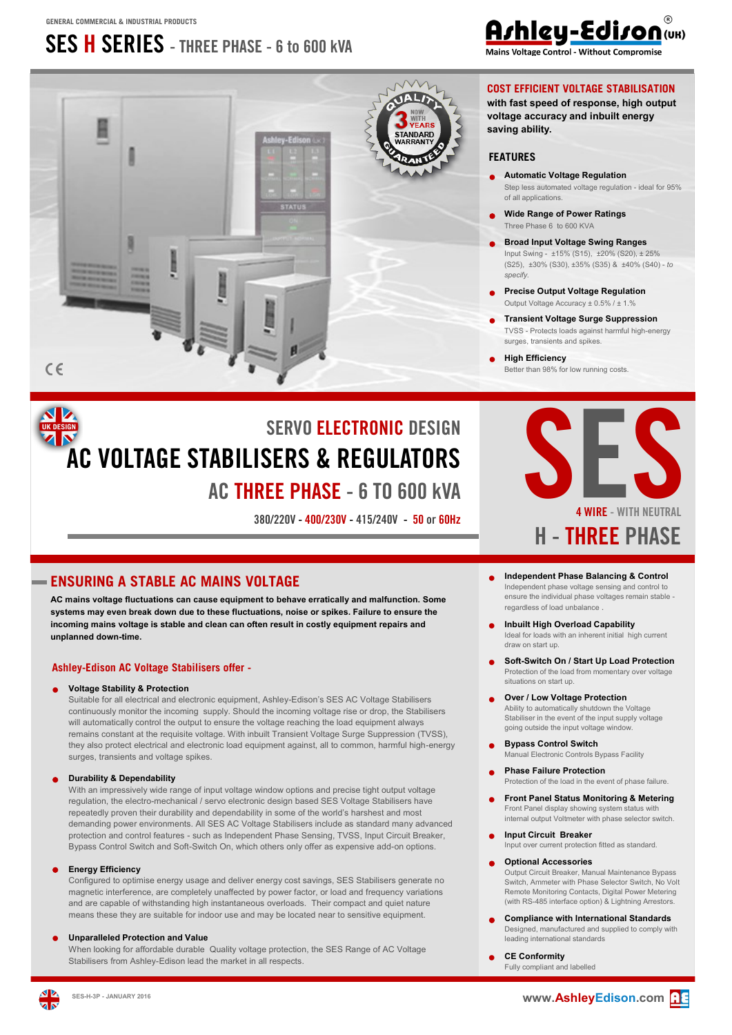GENERAL COMMERCIAL & INDUSTRIAL PRODUCTS

# SES H SERIES - THREE PHASE - 6 to 600 kVA

Ashley-Edison (UK)
Mains Voltage Control - Without Compromise

QUALITY GUARANTEED — NOW WITH 3 YEARS STANDARD WARRANTY

## COST EFFICIENT VOLTAGE STABILISATION

**with fast speed of response, high output voltage accuracy and inbuilt energy saving ability.**

### FEATURES

- **Automatic Voltage Regulation**
  Step less automated voltage regulation - ideal for 95% of all applications.
- **Wide Range of Power Ratings**
  Three Phase 6 to 600 KVA
- **Broad Input Voltage Swing Ranges**
  Input Swing - ±15% (S15), ±20% (S20), ± 25% (S25), ±30% (S30), ±35% (S35) & ±40% (S40) - *to specify.*
- **Precise Output Voltage Regulation**
  Output Voltage Accuracy ± 0.5% / ± 1.%
- **Transient Voltage Surge Suppression**
  TVSS - Protects loads against harmful high-energy surges, transients and spikes.
- **High Efficiency**
  Better than 98% for low running costs.

CE

UK DESIGN

## SERVO ELECTRONIC DESIGN
# AC VOLTAGE STABILISERS & REGULATORS
## AC THREE PHASE - 6 TO 600 kVA

380/220V - 400/230V - 415/240V - 50 or 60Hz

# SES
4 WIRE - WITH NEUTRAL
## H - THREE PHASE

## ENSURING A STABLE AC MAINS VOLTAGE

**AC mains voltage fluctuations can cause equipment to behave erratically and malfunction. Some systems may even break down due to these fluctuations, noise or spikes. Failure to ensure the incoming mains voltage is stable and clean can often result in costly equipment repairs and unplanned down-time.**

### Ashley-Edison AC Voltage Stabilisers offer -

- **Voltage Stability & Protection**
  Suitable for all electrical and electronic equipment, Ashley-Edison's SES AC Voltage Stabilisers continuously monitor the incoming supply. Should the incoming voltage rise or drop, the Stabilisers will automatically control the output to ensure the voltage reaching the load equipment always remains constant at the requisite voltage. With inbuilt Transient Voltage Surge Suppression (TVSS), they also protect electrical and electronic load equipment against, all to common, harmful high-energy surges, transients and voltage spikes.

- **Durability & Dependability**
  With an impressively wide range of input voltage window options and precise tight output voltage regulation, the electro-mechanical / servo electronic design based SES Voltage Stabilisers have repeatedly proven their durability and dependability in some of the world's harshest and most demanding power environments. All SES AC Voltage Stabilisers include as standard many advanced protection and control features - such as Independent Phase Sensing, TVSS, Input Circuit Breaker, Bypass Control Switch and Soft-Switch On, which others only offer as expensive add-on options.

- **Energy Efficiency**
  Configured to optimise energy usage and deliver energy cost savings, SES Stabilisers generate no magnetic interference, are completely unaffected by power factor, or load and frequency variations and are capable of withstanding high instantaneous overloads. Their compact and quiet nature means these they are suitable for indoor use and may be located near to sensitive equipment.

- **Unparalleled Protection and Value**
  When looking for affordable durable Quality voltage protection, the SES Range of AC Voltage Stabilisers from Ashley-Edison lead the market in all respects.

- **Independent Phase Balancing & Control**
  Independent phase voltage sensing and control to ensure the individual phase voltages remain stable - regardless of load unbalance .
- **Inbuilt High Overload Capability**
  Ideal for loads with an inherent initial high current draw on start up.
- **Soft-Switch On / Start Up Load Protection**
  Protection of the load from momentary over voltage situations on start up.
- **Over / Low Voltage Protection**
  Ability to automatically shutdown the Voltage Stabiliser in the event of the input supply voltage going outside the input voltage window.
- **Bypass Control Switch**
  Manual Electronic Controls Bypass Facility
- **Phase Failure Protection**
  Protection of the load in the event of phase failure.
- **Front Panel Status Monitoring & Metering**
  Front Panel display showing system status with internal output Voltmeter with phase selector switch.
- **Input Circuit Breaker**
  Input over current protection fitted as standard.
- **Optional Accessories**
  Output Circuit Breaker, Manual Maintenance Bypass Switch, Ammeter with Phase Selector Switch, No Volt Remote Monitoring Contacts, Digital Power Metering (with RS-485 interface option) & Lightning Arrestors.
- **Compliance with International Standards**
  Designed, manufactured and supplied to comply with leading international standards
- **CE Conformity**
  Fully compliant and labelled

SES-H-3P - JANUARY 2016

www.AshleyEdison.com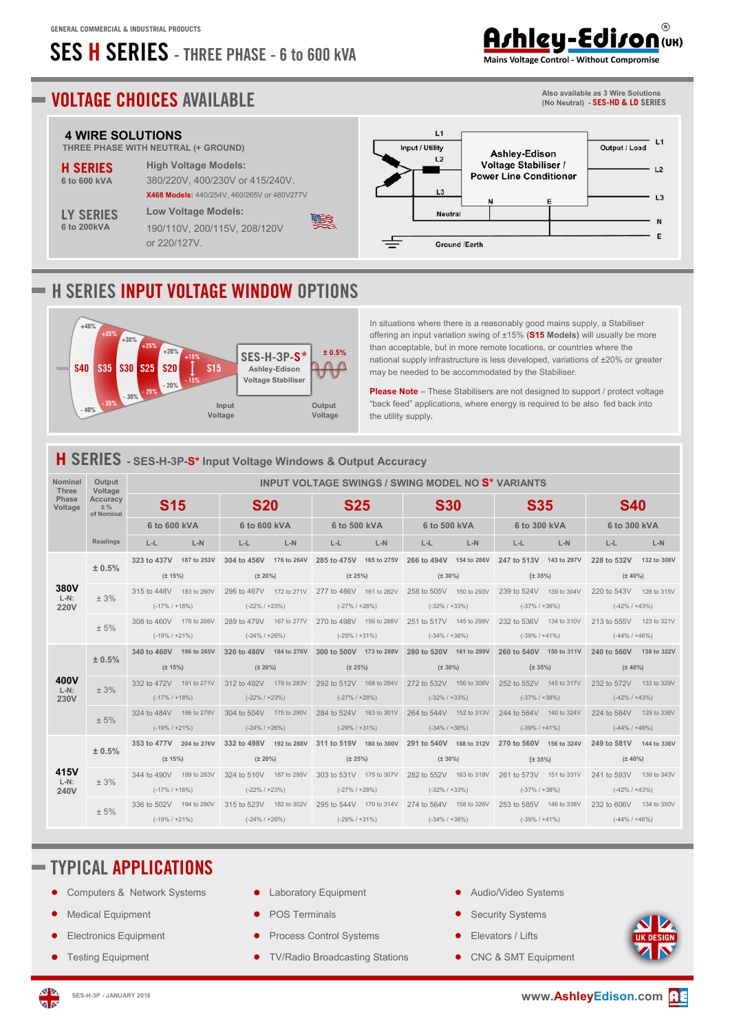GENERAL COMMERCIAL & INDUSTRIAL PRODUCTS

# SES H SERIES - THREE PHASE - 6 to 600 kVA

Ashley-Edison (UK)
Mains Voltage Control - Without Compromise

## VOLTAGE CHOICES AVAILABLE

Also available as 3 Wire Solutions (No Neutral) - **SES-HD & LD SERIES**

### 4 WIRE SOLUTIONS

THREE PHASE WITH NEUTRAL (+ GROUND)

**H SERIES**
6 to 600 kVA

**High Voltage Models:**
380/220V, 400/230V or 415/240V.
**X468 Models:** 440/254V, 460/265V or 480V277V

**LY SERIES**
6 to 200kVA

**Low Voltage Models:**
190/110V, 200/115V, 208/120V or 220/127V.

Input / Utility: L1, L2, L3, Neutral, Ground /Earth — Ashley-Edison Voltage Stabiliser / Power Line Conditioner (N, E) — Output / Load: L1, L2, L3, N, E

## H SERIES INPUT VOLTAGE WINDOW OPTIONS

S40 (±40%), S35 (±35%), S30 (±30%), S25 (±25%), S20 (±20%), S15 (+15% / -15%) — Input Voltage → SES-H-3P-S* Ashley-Edison Voltage Stabiliser → ± 0.5% Output Voltage

In situations where there is a reasonably good mains supply, a Stabiliser offering an input variation swing of ±15% **(S15 Models)** will usually be more than acceptable, but in more remote locations, or countries where the national supply infrastructure is less developed, variations of ±20% or greater may be needed to be accommodated by the Stabiliser.

**Please Note** – These Stabilisers are not designed to support / protect voltage "back feed" applications, where energy is required to be also fed back into the utility supply.

## H SERIES - SES-H-3P-S* Input Voltage Windows & Output Accuracy

| Nominal Three Phase Voltage | Output Voltage Accuracy ± % of Nominal | INPUT VOLTAGE SWINGS / SWING MODEL NO S* VARIANTS | | | | | | | | | | | |
|---|---|---|---|---|---|---|---|---|---|---|---|---|---|
| | | **S15** | | **S20** | | **S25** | | **S30** | | **S35** | | **S40** | |
| | | 6 to 600 kVA | | 6 to 600 kVA | | 6 to 500 kVA | | 6 to 500 kVA | | 6 to 300 kVA | | 6 to 300 kVA | |
| | Readings | L-L | L-N | L-L | L-N | L-L | L-N | L-L | L-N | L-L | L-N | L-L | L-N |
| **380V** L-N: **220V** | ± 0.5% | 323 to 437V (± 15%) | 187 to 253V | 304 to 456V (± 20%) | 176 to 264V | 285 to 475V (± 25%) | 165 to 275V | 266 to 494V (± 30%) | 154 to 286V | 247 to 513V (± 35%) | 143 to 297V | 228 to 532V (± 40%) | 132 to 308V |
| | ± 3% | 315 to 448V (-17% / +18%) | 183 to 260V | 296 to 467V (-22% / +23%) | 172 to 271V | 277 to 486V (-27% / +28%) | 161 to 282V | 258 to 505V (-32% / +33%) | 150 to 293V | 239 to 524V (-37% / +38%) | 139 to 304V | 220 to 543V (-42% / +43%) | 128 to 315V |
| | ± 5% | 308 to 460V (-19% / +21%) | 178 to 266V | 289 to 479V (-24% / +26%) | 167 to 277V | 270 to 498V (-29% / +31%) | 156 to 288V | 251 to 517V (-34% / +36%) | 145 to 299V | 232 to 536V (-39% / +41%) | 134 to 310V | 213 to 555V (-44% / +46%) | 123 to 321V |
| **400V** L-N: **230V** | ± 0.5% | 340 to 460V (± 15%) | 196 to 265V | 320 to 480V (± 20%) | 184 to 276V | 300 to 500V (± 25%) | 173 to 288V | 280 to 520V (± 30%) | 161 to 299V | 260 to 540V (± 35%) | 150 to 311V | 240 to 560V (± 40%) | 138 to 322V |
| | ± 3% | 332 to 472V (-17% / +18%) | 191 to 271V | 312 to 492V (-22% / +23%) | 179 to 283V | 292 to 512V (-27% / +28%) | 168 to 294V | 272 to 532V (-32% / +33%) | 156 to 306V | 252 to 552V (-37% / +38%) | 145 to 317V | 232 to 572V (-42% / +43%) | 133 to 329V |
| | ± 5% | 324 to 484V (-19% / +21%) | 186 to 278V | 304 to 504V (-24% / +26%) | 175 to 290V | 284 to 524V (-29% / +31%) | 163 to 301V | 264 to 544V (-34% / +36%) | 152 to 313V | 244 to 564V (-39% / +41%) | 140 to 324V | 224 to 584V (-44% / +46%) | 129 to 336V |
| **415V** L-N: **240V** | ± 0.5% | 353 to 477V (± 15%) | 204 to 276V | 332 to 498V (± 20%) | 192 to 288V | 311 to 519V (± 25%) | 180 to 300V | 291 to 540V (± 30%) | 168 to 312V | 270 to 560V (± 35%) | 156 to 324V | 249 to 581V (± 40%) | 144 to 336V |
| | ± 3% | 344 to 490V (-17% / +18%) | 199 to 283V | 324 to 510V (-22% / +23%) | 187 to 295V | 303 to 531V (-27% / +28%) | 175 to 307V | 282 to 552V (-32% / +33%) | 163 to 319V | 261 to 573V (-37% / +38%) | 151 to 331V | 241 to 593V (-42% / +43%) | 139 to 343V |
| | ± 5% | 336 to 502V (-19% / +21%) | 194 to 290V | 315 to 523V (-24% / +26%) | 182 to 302V | 295 to 544V (-29% / +31%) | 170 to 314V | 274 to 564V (-34% / +36%) | 158 to 326V | 253 to 585V (-39% / +41%) | 146 to 338V | 232 to 606V (-44% / +46%) | 134 to 350V |

## TYPICAL APPLICATIONS

- Computers & Network Systems
- Medical Equipment
- Electronics Equipment
- Testing Equipment
- Laboratory Equipment
- POS Terminals
- Process Control Systems
- TV/Radio Broadcasting Stations
- Audio/Video Systems
- Security Systems
- Elevators / Lifts
- CNC & SMT Equipment

UK DESIGN

SES-H-3P - JANUARY 2016

www.AshleyEdison.com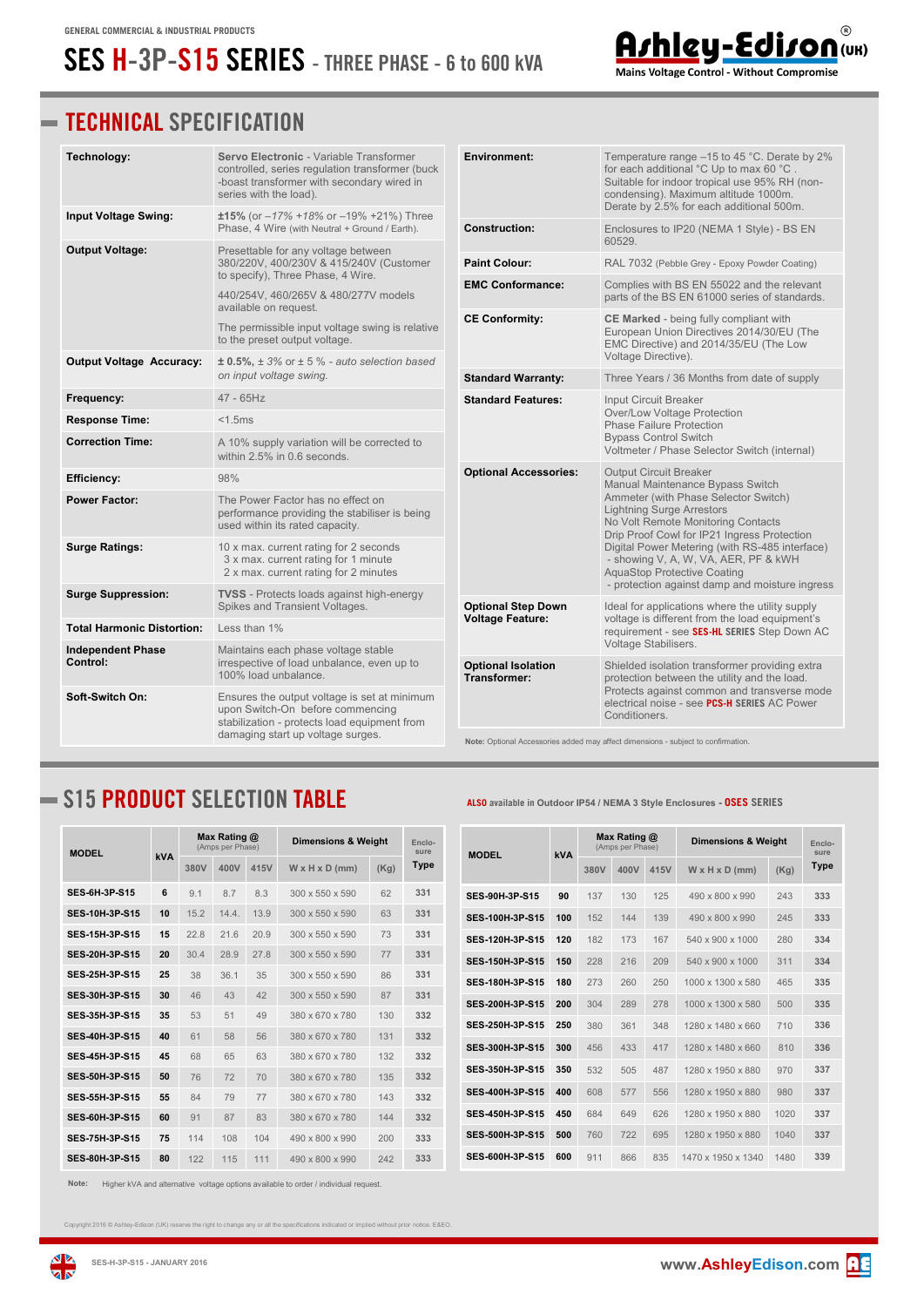GENERAL COMMERCIAL & INDUSTRIAL PRODUCTS

# SES H-3P-S15 SERIES - THREE PHASE - 6 to 600 kVA

Ashley-Edison (UK)®
Mains Voltage Control - Without Compromise

## TECHNICAL SPECIFICATION

| | |
|---|---|
| **Technology:** | **Servo Electronic** - Variable Transformer controlled, series regulation transformer (buck -boost transformer with secondary wired in series with the load). |
| **Input Voltage Swing:** | **±15%** (or *–17% +18%* or –19% +21%) Three Phase, 4 Wire (with Neutral + Ground / Earth). |
| **Output Voltage:** | Presettable for any voltage between 380/220V, 400/230V & 415/240V (Customer to specify), Three Phase, 4 Wire. 440/254V, 460/265V & 480/277V models available on request. The permissible input voltage swing is relative to the preset output voltage. |
| **Output Voltage Accuracy:** | **± 0.5%**, *± 3% or ± 5 % - auto selection based on input voltage swing.* |
| **Frequency:** | 47 - 65Hz |
| **Response Time:** | <1.5ms |
| **Correction Time:** | A 10% supply variation will be corrected to within 2.5% in 0.6 seconds. |
| **Efficiency:** | 98% |
| **Power Factor:** | The Power Factor has no effect on performance providing the stabiliser is being used within its rated capacity. |
| **Surge Ratings:** | 10 x max. current rating for 2 seconds<br>3 x max. current rating for 1 minute<br>2 x max. current rating for 2 minutes |
| **Surge Suppression:** | **TVSS** - Protects loads against high-energy Spikes and Transient Voltages. |
| **Total Harmonic Distortion:** | Less than 1% |
| **Independent Phase Control:** | Maintains each phase voltage stable irrespective of load unbalance, even up to 100% load unbalance. |
| **Soft-Switch On:** | Ensures the output voltage is set at minimum upon Switch-On before commencing stabilization - protects load equipment from damaging start up voltage surges. |

| | |
|---|---|
| **Environment:** | Temperature range –15 to 45 °C. Derate by 2% for each additional °C Up to max 60 °C . Suitable for indoor tropical use 95% RH (non-condensing). Maximum altitude 1000m. Derate by 2.5% for each additional 500m. |
| **Construction:** | Enclosures to IP20 (NEMA 1 Style) - BS EN 60529. |
| **Paint Colour:** | RAL 7032 (Pebble Grey - Epoxy Powder Coating) |
| **EMC Conformance:** | Complies with BS EN 55022 and the relevant parts of the BS EN 61000 series of standards. |
| **CE Conformity:** | **CE Marked** - being fully compliant with European Union Directives 2014/30/EU (The EMC Directive) and 2014/35/EU (The Low Voltage Directive). |
| **Standard Warranty:** | Three Years / 36 Months from date of supply |
| **Standard Features:** | Input Circuit Breaker<br>Over/Low Voltage Protection<br>Phase Failure Protection<br>Bypass Control Switch<br>Voltmeter / Phase Selector Switch (internal) |
| **Optional Accessories:** | Output Circuit Breaker<br>Manual Maintenance Bypass Switch<br>Ammeter (with Phase Selector Switch)<br>Lightning Surge Arrestors<br>No Volt Remote Monitoring Contacts<br>Drip Proof Cowl for IP21 Ingress Protection<br>Digital Power Metering (with RS-485 interface) - showing V, A, W, VA, AER, PF & kWH<br>AquaStop Protective Coating - protection against damp and moisture ingress |
| **Optional Step Down Voltage Feature:** | Ideal for applications where the utility supply voltage is different from the load equipment's requirement - see **SES-HL SERIES** Step Down AC Voltage Stabilisers. |
| **Optional Isolation Transformer:** | Shielded isolation transformer providing extra protection between the utility and the load. Protects against common and transverse mode electrical noise - see **PCS-H SERIES** AC Power Conditioners. |

**Note:** Optional Accessories added may affect dimensions - subject to confirmation.

## S15 PRODUCT SELECTION TABLE

**ALSO** available in Outdoor IP54 / NEMA 3 Style Enclosures - **OSES** SERIES

| MODEL | kVA | Max Rating @ (Amps per Phase) | | | Dimensions & Weight | | Enclosure Type |
|---|---|---|---|---|---|---|---|
| | | 380V | 400V | 415V | W x H x D (mm) | (Kg) | |
| **SES-6H-3P-S15** | **6** | 9.1 | 8.7 | 8.3 | 300 x 550 x 590 | 62 | 331 |
| **SES-10H-3P-S15** | **10** | 15.2 | 14.4. | 13.9 | 300 x 550 x 590 | 63 | 331 |
| **SES-15H-3P-S15** | **15** | 22.8 | 21.6 | 20.9 | 300 x 550 x 590 | 73 | 331 |
| **SES-20H-3P-S15** | **20** | 30.4 | 28.9 | 27.8 | 300 x 550 x 590 | 77 | 331 |
| **SES-25H-3P-S15** | **25** | 38 | 36.1 | 35 | 300 x 550 x 590 | 86 | 331 |
| **SES-30H-3P-S15** | **30** | 46 | 43 | 42 | 300 x 550 x 590 | 87 | 331 |
| **SES-35H-3P-S15** | **35** | 53 | 51 | 49 | 380 x 670 x 780 | 130 | 332 |
| **SES-40H-3P-S15** | **40** | 61 | 58 | 56 | 380 x 670 x 780 | 131 | 332 |
| **SES-45H-3P-S15** | **45** | 68 | 65 | 63 | 380 x 670 x 780 | 132 | 332 |
| **SES-50H-3P-S15** | **50** | 76 | 72 | 70 | 380 x 670 x 780 | 135 | 332 |
| **SES-55H-3P-S15** | **55** | 84 | 79 | 77 | 380 x 670 x 780 | 143 | 332 |
| **SES-60H-3P-S15** | **60** | 91 | 87 | 83 | 380 x 670 x 780 | 144 | 332 |
| **SES-75H-3P-S15** | **75** | 114 | 108 | 104 | 490 x 800 x 990 | 200 | 333 |
| **SES-80H-3P-S15** | **80** | 122 | 115 | 111 | 490 x 800 x 990 | 242 | 333 |
| **SES-90H-3P-S15** | **90** | 137 | 130 | 125 | 490 x 800 x 990 | 243 | 333 |
| **SES-100H-3P-S15** | **100** | 152 | 144 | 139 | 490 x 800 x 990 | 245 | 333 |
| **SES-120H-3P-S15** | **120** | 182 | 173 | 167 | 540 x 900 x 1000 | 280 | 334 |
| **SES-150H-3P-S15** | **150** | 228 | 216 | 209 | 540 x 900 x 1000 | 311 | 334 |
| **SES-180H-3P-S15** | **180** | 273 | 260 | 250 | 1000 x 1300 x 580 | 465 | 335 |
| **SES-200H-3P-S15** | **200** | 304 | 289 | 278 | 1000 x 1300 x 580 | 500 | 335 |
| **SES-250H-3P-S15** | **250** | 380 | 361 | 348 | 1280 x 1480 x 660 | 710 | 336 |
| **SES-300H-3P-S15** | **300** | 456 | 433 | 417 | 1280 x 1480 x 660 | 810 | 336 |
| **SES-350H-3P-S15** | **350** | 532 | 505 | 487 | 1280 x 1950 x 880 | 970 | 337 |
| **SES-400H-3P-S15** | **400** | 608 | 577 | 556 | 1280 x 1950 x 880 | 980 | 337 |
| **SES-450H-3P-S15** | **450** | 684 | 649 | 626 | 1280 x 1950 x 880 | 1020 | 337 |
| **SES-500H-3P-S15** | **500** | 760 | 722 | 695 | 1280 x 1950 x 880 | 1040 | 337 |
| **SES-600H-3P-S15** | **600** | 911 | 866 | 835 | 1470 x 1950 x 1340 | 1480 | 339 |

**Note:** Higher kVA and alternative voltage options available to order / individual request.

Copyright 2016 © Ashley-Edison (UK) reserve the right to change any or all the specifications indicated or implied without prior notice. E&EO.

SES-H-3P-S15 - JANUARY 2016

www.AshleyEdison.com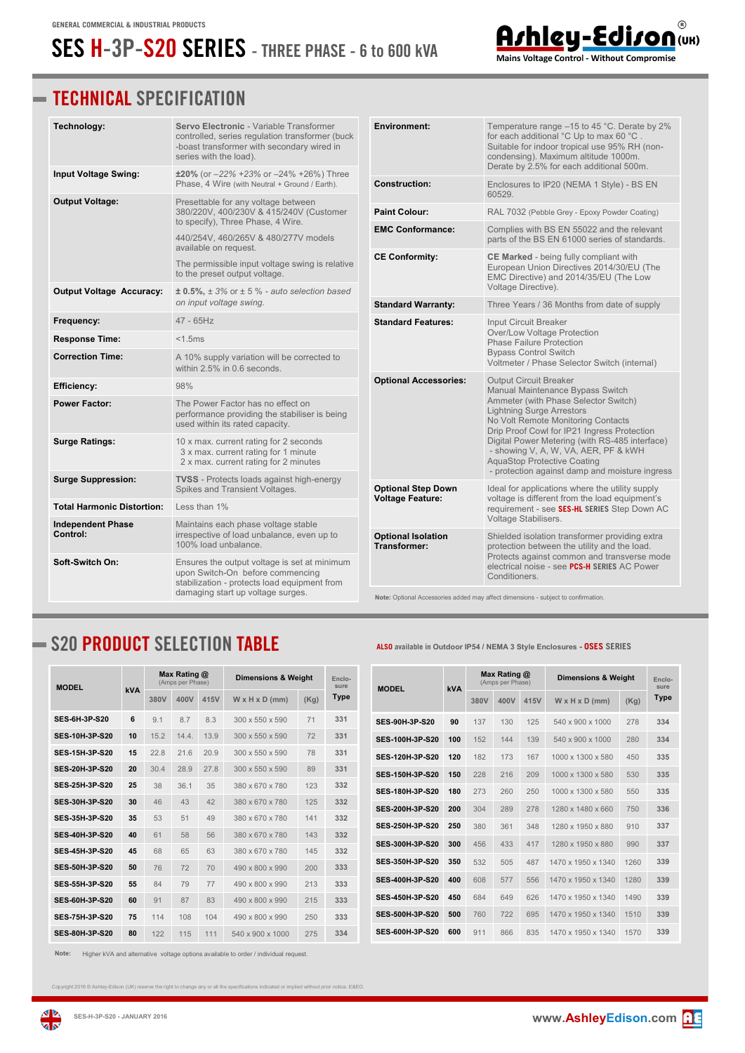GENERAL COMMERCIAL & INDUSTRIAL PRODUCTS

# SES H-3P-S20 SERIES - THREE PHASE - 6 to 600 kVA

Ashley-Edison (UK)®
Mains Voltage Control - Without Compromise

## TECHNICAL SPECIFICATION

| | |
|---|---|
| **Technology:** | **Servo Electronic** - Variable Transformer controlled, series regulation transformer (buck -boast transformer with secondary wired in series with the load). |
| **Input Voltage Swing:** | **±20%** (or –22% +23% or –24% +26%) Three Phase, 4 Wire (with Neutral + Ground / Earth). |
| **Output Voltage:** | Presettable for any voltage between 380/220V, 400/230V & 415/240V (Customer to specify), Three Phase, 4 Wire.<br>440/254V, 460/265V & 480/277V models available on request.<br>The permissible input voltage swing is relative to the preset output voltage. |
| **Output Voltage Accuracy:** | **± 0.5%**, *± 3% or ± 5 % - auto selection based on input voltage swing.* |
| **Frequency:** | 47 - 65Hz |
| **Response Time:** | <1.5ms |
| **Correction Time:** | A 10% supply variation will be corrected to within 2.5% in 0.6 seconds. |
| **Efficiency:** | 98% |
| **Power Factor:** | The Power Factor has no effect on performance providing the stabiliser is being used within its rated capacity. |
| **Surge Ratings:** | 10 x max. current rating for 2 seconds<br>3 x max. current rating for 1 minute<br>2 x max. current rating for 2 minutes |
| **Surge Suppression:** | **TVSS** - Protects loads against high-energy Spikes and Transient Voltages. |
| **Total Harmonic Distortion:** | Less than 1% |
| **Independent Phase Control:** | Maintains each phase voltage stable irrespective of load unbalance, even up to 100% load unbalance. |
| **Soft-Switch On:** | Ensures the output voltage is set at minimum upon Switch-On before commencing stabilization - protects load equipment from damaging start up voltage surges. |
| **Environment:** | Temperature range –15 to 45 °C. Derate by 2% for each additional °C Up to max 60 °C .<br>Suitable for indoor tropical use 95% RH (non-condensing). Maximum altitude 1000m. Derate by 2.5% for each additional 500m. |
| **Construction:** | Enclosures to IP20 (NEMA 1 Style) - BS EN 60529. |
| **Paint Colour:** | RAL 7032 (Pebble Grey - Epoxy Powder Coating) |
| **EMC Conformance:** | Complies with BS EN 55022 and the relevant parts of the BS EN 61000 series of standards. |
| **CE Conformity:** | **CE Marked** - being fully compliant with European Union Directives 2014/30/EU (The EMC Directive) and 2014/35/EU (The Low Voltage Directive). |
| **Standard Warranty:** | Three Years / 36 Months from date of supply |
| **Standard Features:** | Input Circuit Breaker<br>Over/Low Voltage Protection<br>Phase Failure Protection<br>Bypass Control Switch<br>Voltmeter / Phase Selector Switch (internal) |
| **Optional Accessories:** | Output Circuit Breaker<br>Manual Maintenance Bypass Switch<br>Ammeter (with Phase Selector Switch)<br>Lightning Surge Arrestors<br>No Volt Remote Monitoring Contacts<br>Drip Proof Cowl for IP21 Ingress Protection<br>Digital Power Metering (with RS-485 interface) - showing V, A, W, VA, AER, PF & kWH<br>AquaStop Protective Coating - protection against damp and moisture ingress |
| **Optional Step Down Voltage Feature:** | Ideal for applications where the utility supply voltage is different from the load equipment's requirement - see **SES-HL SERIES** Step Down AC Voltage Stabilisers. |
| **Optional Isolation Transformer:** | Shielded isolation transformer providing extra protection between the utility and the load. Protects against common and transverse mode electrical noise - see **PCS-H SERIES** AC Power Conditioners. |

**Note:** Optional Accessories added may affect dimensions - subject to confirmation.

## S20 PRODUCT SELECTION TABLE

**ALSO** available in Outdoor IP54 / NEMA 3 Style Enclosures - **OSES SERIES**

| MODEL | kVA | Max Rating @ (Amps per Phase) | | | Dimensions & Weight | | Enclosure Type |
|---|---|---|---|---|---|---|---|
| | | 380V | 400V | 415V | W x H x D (mm) | (Kg) | |
| SES-6H-3P-S20 | 6 | 9.1 | 8.7 | 8.3 | 300 x 550 x 590 | 71 | 331 |
| SES-10H-3P-S20 | 10 | 15.2 | 14.4. | 13.9 | 300 x 550 x 590 | 72 | 331 |
| SES-15H-3P-S20 | 15 | 22.8 | 21.6 | 20.9 | 300 x 550 x 590 | 78 | 331 |
| SES-20H-3P-S20 | 20 | 30.4 | 28.9 | 27.8 | 300 x 550 x 590 | 89 | 331 |
| SES-25H-3P-S20 | 25 | 38 | 36.1 | 35 | 380 x 670 x 780 | 123 | 332 |
| SES-30H-3P-S20 | 30 | 46 | 43 | 42 | 380 x 670 x 780 | 125 | 332 |
| SES-35H-3P-S20 | 35 | 53 | 51 | 49 | 380 x 670 x 780 | 141 | 332 |
| SES-40H-3P-S20 | 40 | 61 | 58 | 56 | 380 x 670 x 780 | 143 | 332 |
| SES-45H-3P-S20 | 45 | 68 | 65 | 63 | 380 x 670 x 780 | 145 | 332 |
| SES-50H-3P-S20 | 50 | 76 | 72 | 70 | 490 x 800 x 990 | 200 | 333 |
| SES-55H-3P-S20 | 55 | 84 | 79 | 77 | 490 x 800 x 990 | 213 | 333 |
| SES-60H-3P-S20 | 60 | 91 | 87 | 83 | 490 x 800 x 990 | 215 | 333 |
| SES-75H-3P-S20 | 75 | 114 | 108 | 104 | 490 x 800 x 990 | 250 | 333 |
| SES-80H-3P-S20 | 80 | 122 | 115 | 111 | 540 x 900 x 1000 | 275 | 334 |
| SES-90H-3P-S20 | 90 | 137 | 130 | 125 | 540 x 900 x 1000 | 278 | 334 |
| SES-100H-3P-S20 | 100 | 152 | 144 | 139 | 540 x 900 x 1000 | 280 | 334 |
| SES-120H-3P-S20 | 120 | 182 | 173 | 167 | 1000 x 1300 x 580 | 450 | 335 |
| SES-150H-3P-S20 | 150 | 228 | 216 | 209 | 1000 x 1300 x 580 | 530 | 335 |
| SES-180H-3P-S20 | 180 | 273 | 260 | 250 | 1000 x 1300 x 580 | 550 | 335 |
| SES-200H-3P-S20 | 200 | 304 | 289 | 278 | 1280 x 1480 x 660 | 750 | 336 |
| SES-250H-3P-S20 | 250 | 380 | 361 | 348 | 1280 x 1950 x 880 | 910 | 337 |
| SES-300H-3P-S20 | 300 | 456 | 433 | 417 | 1280 x 1950 x 880 | 990 | 337 |
| SES-350H-3P-S20 | 350 | 532 | 505 | 487 | 1470 x 1950 x 1340 | 1260 | 339 |
| SES-400H-3P-S20 | 400 | 608 | 577 | 556 | 1470 x 1950 x 1340 | 1280 | 339 |
| SES-450H-3P-S20 | 450 | 684 | 649 | 626 | 1470 x 1950 x 1340 | 1490 | 339 |
| SES-500H-3P-S20 | 500 | 760 | 722 | 695 | 1470 x 1950 x 1340 | 1510 | 339 |
| SES-600H-3P-S20 | 600 | 911 | 866 | 835 | 1470 x 1950 x 1340 | 1570 | 339 |

**Note:** Higher kVA and alternative voltage options available to order / individual request.

Copyright 2016 © Ashley-Edison (UK) reserve the right to change any or all the specifications indicated or implied without prior notice. E&EO.

SES-H-3P-S20 - JANUARY 2016

www.AshleyEdison.com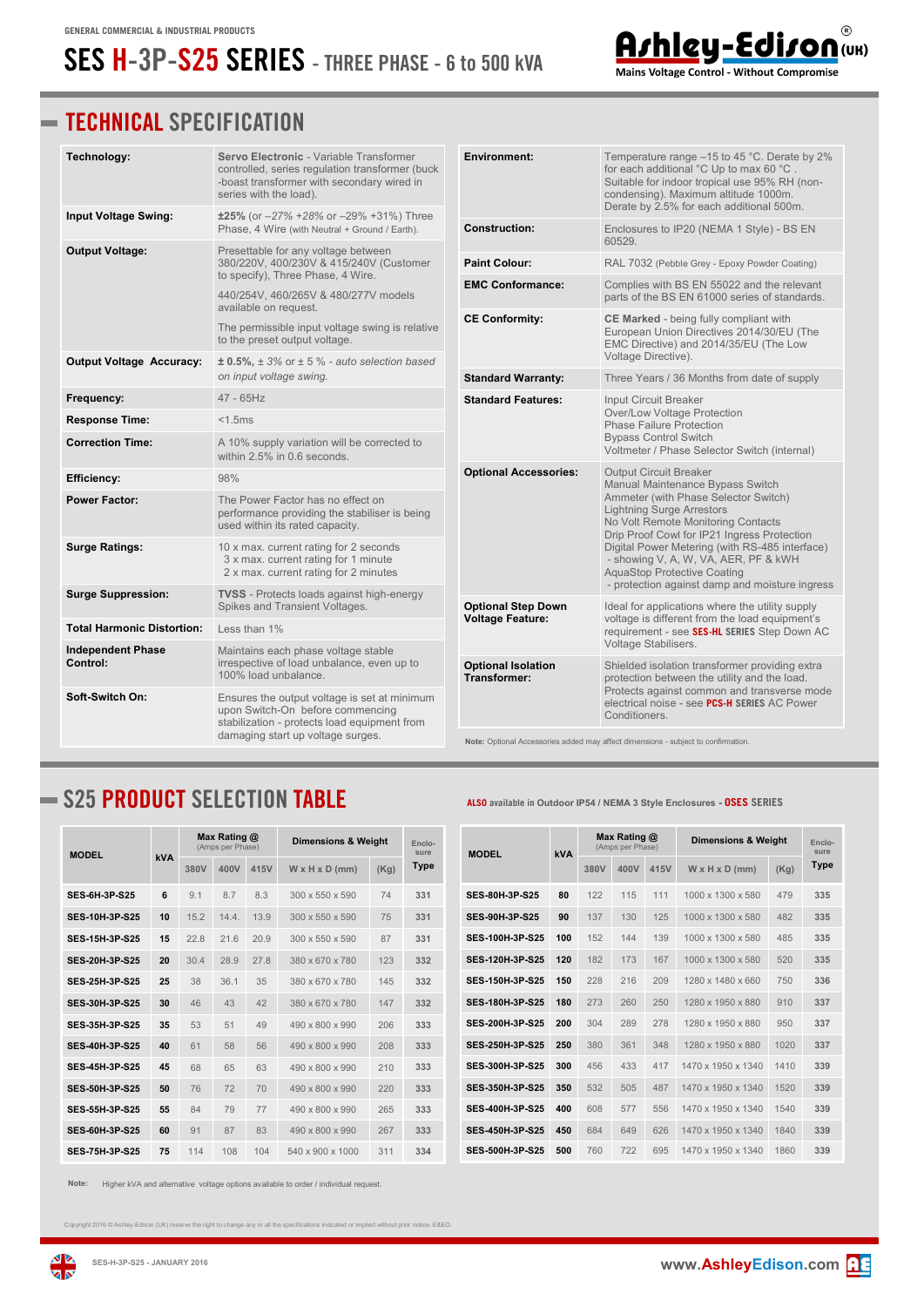GENERAL COMMERCIAL & INDUSTRIAL PRODUCTS

# SES H-3P-S25 SERIES - THREE PHASE - 6 to 500 kVA

Ashley-Edison (UK) — Mains Voltage Control - Without Compromise

## TECHNICAL SPECIFICATION

| | |
|---|---|
| **Technology:** | **Servo Electronic** - Variable Transformer controlled, series regulation transformer (buck -boast transformer with secondary wired in series with the load). |
| **Input Voltage Swing:** | **±25%** (or –27% +28% or –29% +31%) Three Phase, 4 Wire (with Neutral + Ground / Earth). |
| **Output Voltage:** | Presettable for any voltage between 380/220V, 400/230V & 415/240V (Customer to specify), Three Phase, 4 Wire.<br>440/254V, 460/265V & 480/277V models available on request.<br>The permissible input voltage swing is relative to the preset output voltage. |
| **Output Voltage Accuracy:** | **± 0.5%,** ± *3% or ± 5 % - auto selection based on input voltage swing.* |
| **Frequency:** | 47 - 65Hz |
| **Response Time:** | <1.5ms |
| **Correction Time:** | A 10% supply variation will be corrected to within 2.5% in 0.6 seconds. |
| **Efficiency:** | 98% |
| **Power Factor:** | The Power Factor has no effect on performance providing the stabiliser is being used within its rated capacity. |
| **Surge Ratings:** | 10 x max. current rating for 2 seconds<br>3 x max. current rating for 1 minute<br>2 x max. current rating for 2 minutes |
| **Surge Suppression:** | **TVSS** - Protects loads against high-energy Spikes and Transient Voltages. |
| **Total Harmonic Distortion:** | Less than 1% |
| **Independent Phase Control:** | Maintains each phase voltage stable irrespective of load unbalance, even up to 100% load unbalance. |
| **Soft-Switch On:** | Ensures the output voltage is set at minimum upon Switch-On before commencing stabilization - protects load equipment from damaging start up voltage surges. |
| **Environment:** | Temperature range –15 to 45 °C. Derate by 2% for each additional °C Up to max 60 °C . Suitable for indoor tropical use 95% RH (non-condensing). Maximum altitude 1000m. Derate by 2.5% for each additional 500m. |
| **Construction:** | Enclosures to IP20 (NEMA 1 Style) - BS EN 60529. |
| **Paint Colour:** | RAL 7032 (Pebble Grey - Epoxy Powder Coating) |
| **EMC Conformance:** | Complies with BS EN 55022 and the relevant parts of the BS EN 61000 series of standards. |
| **CE Conformity:** | **CE Marked** - being fully compliant with European Union Directives 2014/30/EU (The EMC Directive) and 2014/35/EU (The Low Voltage Directive). |
| **Standard Warranty:** | Three Years / 36 Months from date of supply |
| **Standard Features:** | Input Circuit Breaker<br>Over/Low Voltage Protection<br>Phase Failure Protection<br>Bypass Control Switch<br>Voltmeter / Phase Selector Switch (internal) |
| **Optional Accessories:** | Output Circuit Breaker<br>Manual Maintenance Bypass Switch<br>Ammeter (with Phase Selector Switch)<br>Lightning Surge Arrestors<br>No Volt Remote Monitoring Contacts<br>Drip Proof Cowl for IP21 Ingress Protection<br>Digital Power Metering (with RS-485 interface) - showing V, A, W, VA, AER, PF & kWH<br>AquaStop Protective Coating - protection against damp and moisture ingress |
| **Optional Step Down Voltage Feature:** | Ideal for applications where the utility supply voltage is different from the load equipment's requirement - see **SES-HL SERIES** Step Down AC Voltage Stabilisers. |
| **Optional Isolation Transformer:** | Shielded isolation transformer providing extra protection between the utility and the load. Protects against common and transverse mode electrical noise - see **PCS-H SERIES** AC Power Conditioners. |

**Note:** Optional Accessories added may affect dimensions - subject to confirmation.

## S25 PRODUCT SELECTION TABLE

**ALSO** available in Outdoor IP54 / NEMA 3 Style Enclosures - **OSES SERIES**

| MODEL | kVA | Max Rating @ (Amps per Phase) | | | Dimensions & Weight | | Enclosure Type |
|---|---|---|---|---|---|---|---|
| | | 380V | 400V | 415V | W x H x D (mm) | (Kg) | |
| SES-6H-3P-S25 | 6 | 9.1 | 8.7 | 8.3 | 300 x 550 x 590 | 74 | 331 |
| SES-10H-3P-S25 | 10 | 15.2 | 14.4. | 13.9 | 300 x 550 x 590 | 75 | 331 |
| SES-15H-3P-S25 | 15 | 22.8 | 21.6 | 20.9 | 300 x 550 x 590 | 87 | 331 |
| SES-20H-3P-S25 | 20 | 30.4 | 28.9 | 27.8 | 380 x 670 x 780 | 123 | 332 |
| SES-25H-3P-S25 | 25 | 38 | 36.1 | 35 | 380 x 670 x 780 | 145 | 332 |
| SES-30H-3P-S25 | 30 | 46 | 43 | 42 | 380 x 670 x 780 | 147 | 332 |
| SES-35H-3P-S25 | 35 | 53 | 51 | 49 | 490 x 800 x 990 | 206 | 333 |
| SES-40H-3P-S25 | 40 | 61 | 58 | 56 | 490 x 800 x 990 | 208 | 333 |
| SES-45H-3P-S25 | 45 | 68 | 65 | 63 | 490 x 800 x 990 | 210 | 333 |
| SES-50H-3P-S25 | 50 | 76 | 72 | 70 | 490 x 800 x 990 | 220 | 333 |
| SES-55H-3P-S25 | 55 | 84 | 79 | 77 | 490 x 800 x 990 | 265 | 333 |
| SES-60H-3P-S25 | 60 | 91 | 87 | 83 | 490 x 800 x 990 | 267 | 333 |
| SES-75H-3P-S25 | 75 | 114 | 108 | 104 | 540 x 900 x 1000 | 311 | 334 |
| SES-80H-3P-S25 | 80 | 122 | 115 | 111 | 1000 x 1300 x 580 | 479 | 335 |
| SES-90H-3P-S25 | 90 | 137 | 130 | 125 | 1000 x 1300 x 580 | 482 | 335 |
| SES-100H-3P-S25 | 100 | 152 | 144 | 139 | 1000 x 1300 x 580 | 485 | 335 |
| SES-120H-3P-S25 | 120 | 182 | 173 | 167 | 1000 x 1300 x 580 | 520 | 335 |
| SES-150H-3P-S25 | 150 | 228 | 216 | 209 | 1280 x 1480 x 660 | 750 | 336 |
| SES-180H-3P-S25 | 180 | 273 | 260 | 250 | 1280 x 1950 x 880 | 910 | 337 |
| SES-200H-3P-S25 | 200 | 304 | 289 | 278 | 1280 x 1950 x 880 | 950 | 337 |
| SES-250H-3P-S25 | 250 | 380 | 361 | 348 | 1280 x 1950 x 880 | 1020 | 337 |
| SES-300H-3P-S25 | 300 | 456 | 433 | 417 | 1470 x 1950 x 1340 | 1410 | 339 |
| SES-350H-3P-S25 | 350 | 532 | 505 | 487 | 1470 x 1950 x 1340 | 1520 | 339 |
| SES-400H-3P-S25 | 400 | 608 | 577 | 556 | 1470 x 1950 x 1340 | 1540 | 339 |
| SES-450H-3P-S25 | 450 | 684 | 649 | 626 | 1470 x 1950 x 1340 | 1840 | 339 |
| SES-500H-3P-S25 | 500 | 760 | 722 | 695 | 1470 x 1950 x 1340 | 1860 | 339 |

**Note:** Higher kVA and alternative voltage options available to order / individual request.

Copyright 2016 © Ashley-Edison (UK) reserve the right to change any or all the specifications indicated or implied without prior notice. E&EO.

SES-H-3P-S25 - JANUARY 2016

www.AshleyEdison.com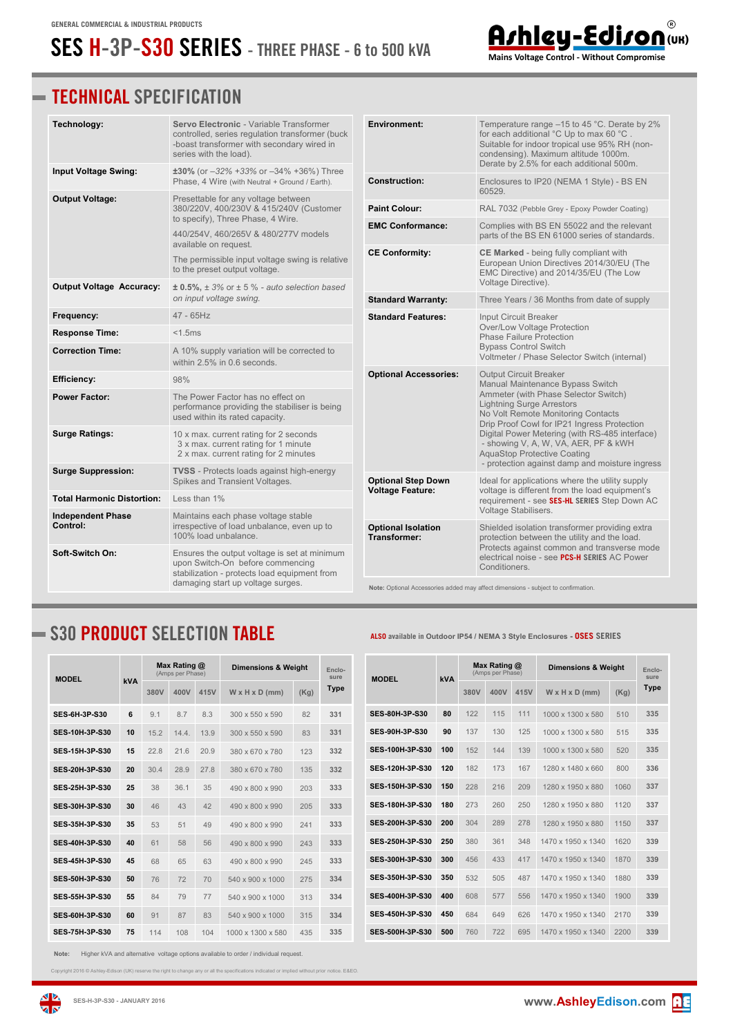GENERAL COMMERCIAL & INDUSTRIAL PRODUCTS

# SES H-3P-S30 SERIES - THREE PHASE - 6 to 500 kVA

Ashley-Edison (UK) — Mains Voltage Control - Without Compromise

## TECHNICAL SPECIFICATION

| | |
|---|---|
| **Technology:** | **Servo Electronic** - Variable Transformer controlled, series regulation transformer (buck -boast transformer with secondary wired in series with the load). |
| **Input Voltage Swing:** | **±30%** (or *–32% +33%* or *–34% +36%*) Three Phase, 4 Wire (with Neutral + Ground / Earth). |
| **Output Voltage:** | Presettable for any voltage between 380/220V, 400/230V & 415/240V (Customer to specify), Three Phase, 4 Wire. 440/254V, 460/265V & 480/277V models available on request. The permissible input voltage swing is relative to the preset output voltage. |
| **Output Voltage Accuracy:** | **± 0.5%,** *± 3% or ± 5 % - auto selection based on input voltage swing.* |
| **Frequency:** | 47 - 65Hz |
| **Response Time:** | <1.5ms |
| **Correction Time:** | A 10% supply variation will be corrected to within 2.5% in 0.6 seconds. |
| **Efficiency:** | 98% |
| **Power Factor:** | The Power Factor has no effect on performance providing the stabiliser is being used within its rated capacity. |
| **Surge Ratings:** | 10 x max. current rating for 2 seconds<br>3 x max. current rating for 1 minute<br>2 x max. current rating for 2 minutes |
| **Surge Suppression:** | **TVSS** - Protects loads against high-energy Spikes and Transient Voltages. |
| **Total Harmonic Distortion:** | Less than 1% |
| **Independent Phase Control:** | Maintains each phase voltage stable irrespective of load unbalance, even up to 100% load unbalance. |
| **Soft-Switch On:** | Ensures the output voltage is set at minimum upon Switch-On before commencing stabilization - protects load equipment from damaging start up voltage surges. |
| **Environment:** | Temperature range –15 to 45 °C. Derate by 2% for each additional °C Up to max 60 °C . Suitable for indoor tropical use 95% RH (non-condensing). Maximum altitude 1000m. Derate by 2.5% for each additional 500m. |
| **Construction:** | Enclosures to IP20 (NEMA 1 Style) - BS EN 60529. |
| **Paint Colour:** | RAL 7032 (Pebble Grey - Epoxy Powder Coating) |
| **EMC Conformance:** | Complies with BS EN 55022 and the relevant parts of the BS EN 61000 series of standards. |
| **CE Conformity:** | **CE Marked** - being fully compliant with European Union Directives 2014/30/EU (The EMC Directive) and 2014/35/EU (The Low Voltage Directive). |
| **Standard Warranty:** | Three Years / 36 Months from date of supply |
| **Standard Features:** | Input Circuit Breaker<br>Over/Low Voltage Protection<br>Phase Failure Protection<br>Bypass Control Switch<br>Voltmeter / Phase Selector Switch (internal) |
| **Optional Accessories:** | Output Circuit Breaker<br>Manual Maintenance Bypass Switch<br>Ammeter (with Phase Selector Switch)<br>Lightning Surge Arrestors<br>No Volt Remote Monitoring Contacts<br>Drip Proof Cowl for IP21 Ingress Protection<br>Digital Power Metering (with RS-485 interface) - showing V, A, W, VA, AER, PF & kWH<br>AquaStop Protective Coating - protection against damp and moisture ingress |
| **Optional Step Down Voltage Feature:** | Ideal for applications where the utility supply voltage is different from the load equipment's requirement - see **SES-HL SERIES** Step Down AC Voltage Stabilisers. |
| **Optional Isolation Transformer:** | Shielded isolation transformer providing extra protection between the utility and the load. Protects against common and transverse mode electrical noise - see **PCS-H SERIES** AC Power Conditioners. |

**Note:** Optional Accessories added may affect dimensions - subject to confirmation.

## S30 PRODUCT SELECTION TABLE

**ALSO** available in Outdoor IP54 / NEMA 3 Style Enclosures - **OSES SERIES**

| MODEL | kVA | Max Rating @ (Amps per Phase) 380V | 400V | 415V | Dimensions & Weight W x H x D (mm) | (Kg) | Enclosure Type |
|---|---|---|---|---|---|---|---|
| **SES-6H-3P-S30** | **6** | 9.1 | 8.7 | 8.3 | 300 x 550 x 590 | 82 | 331 |
| **SES-10H-3P-S30** | **10** | 15.2 | 14.4. | 13.9 | 300 x 550 x 590 | 83 | 331 |
| **SES-15H-3P-S30** | **15** | 22.8 | 21.6 | 20.9 | 380 x 670 x 780 | 123 | 332 |
| **SES-20H-3P-S30** | **20** | 30.4 | 28.9 | 27.8 | 380 x 670 x 780 | 135 | 332 |
| **SES-25H-3P-S30** | **25** | 38 | 36.1 | 35 | 490 x 800 x 990 | 203 | 333 |
| **SES-30H-3P-S30** | **30** | 46 | 43 | 42 | 490 x 800 x 990 | 205 | 333 |
| **SES-35H-3P-S30** | **35** | 53 | 51 | 49 | 490 x 800 x 990 | 241 | 333 |
| **SES-40H-3P-S30** | **40** | 61 | 58 | 56 | 490 x 800 x 990 | 243 | 333 |
| **SES-45H-3P-S30** | **45** | 68 | 65 | 63 | 490 x 800 x 990 | 245 | 333 |
| **SES-50H-3P-S30** | **50** | 76 | 72 | 70 | 540 x 900 x 1000 | 275 | 334 |
| **SES-55H-3P-S30** | **55** | 84 | 79 | 77 | 540 x 900 x 1000 | 313 | 334 |
| **SES-60H-3P-S30** | **60** | 91 | 87 | 83 | 540 x 900 x 1000 | 315 | 334 |
| **SES-75H-3P-S30** | **75** | 114 | 108 | 104 | 1000 x 1300 x 580 | 435 | 335 |
| **SES-80H-3P-S30** | **80** | 122 | 115 | 111 | 1000 x 1300 x 580 | 510 | 335 |
| **SES-90H-3P-S30** | **90** | 137 | 130 | 125 | 1000 x 1300 x 580 | 515 | 335 |
| **SES-100H-3P-S30** | **100** | 152 | 144 | 139 | 1000 x 1300 x 580 | 520 | 335 |
| **SES-120H-3P-S30** | **120** | 182 | 173 | 167 | 1280 x 1480 x 660 | 800 | 336 |
| **SES-150H-3P-S30** | **150** | 228 | 216 | 209 | 1280 x 1950 x 880 | 1060 | 337 |
| **SES-180H-3P-S30** | **180** | 273 | 260 | 250 | 1280 x 1950 x 880 | 1120 | 337 |
| **SES-200H-3P-S30** | **200** | 304 | 289 | 278 | 1280 x 1950 x 880 | 1150 | 337 |
| **SES-250H-3P-S30** | **250** | 380 | 361 | 348 | 1470 x 1950 x 1340 | 1620 | 339 |
| **SES-300H-3P-S30** | **300** | 456 | 433 | 417 | 1470 x 1950 x 1340 | 1870 | 339 |
| **SES-350H-3P-S30** | **350** | 532 | 505 | 487 | 1470 x 1950 x 1340 | 1880 | 339 |
| **SES-400H-3P-S30** | **400** | 608 | 577 | 556 | 1470 x 1950 x 1340 | 1900 | 339 |
| **SES-450H-3P-S30** | **450** | 684 | 649 | 626 | 1470 x 1950 x 1340 | 2170 | 339 |
| **SES-500H-3P-S30** | **500** | 760 | 722 | 695 | 1470 x 1950 x 1340 | 2200 | 339 |

**Note:** Higher kVA and alternative voltage options available to order / individual request.

Copyright 2016 © Ashley-Edison (UK) reserve the right to change any or all the specifications indicated or implied without prior notice. E&EO.

SES-H-3P-S30 - JANUARY 2016

www.AshleyEdison.com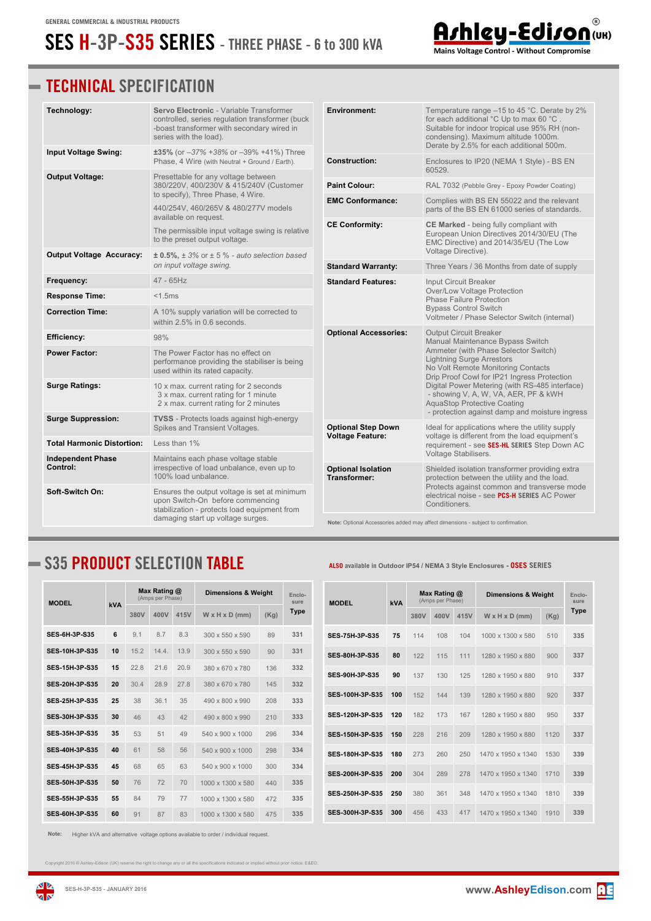GENERAL COMMERCIAL & INDUSTRIAL PRODUCTS

# SES H-3P-S35 SERIES - THREE PHASE - 6 to 300 kVA

Ashley-Edison (UK)® Mains Voltage Control - Without Compromise

## TECHNICAL SPECIFICATION

| | |
|---|---|
| **Technology:** | **Servo Electronic** - Variable Transformer controlled, series regulation transformer (buck -boast transformer with secondary wired in series with the load). |
| **Input Voltage Swing:** | **±35%** (or *–37% +38%* or –39% +41%) Three Phase, 4 Wire (with Neutral + Ground / Earth). |
| **Output Voltage:** | Presettable for any voltage between 380/220V, 400/230V & 415/240V (Customer to specify), Three Phase, 4 Wire. 440/254V, 460/265V & 480/277V models available on request. The permissible input voltage swing is relative to the preset output voltage. |
| **Output Voltage Accuracy:** | **± 0.5%**, *± 3% or ± 5 % - auto selection based on input voltage swing.* |
| **Frequency:** | 47 - 65Hz |
| **Response Time:** | <1.5ms |
| **Correction Time:** | A 10% supply variation will be corrected to within 2.5% in 0.6 seconds. |
| **Efficiency:** | 98% |
| **Power Factor:** | The Power Factor has no effect on performance providing the stabiliser is being used within its rated capacity. |
| **Surge Ratings:** | 10 x max. current rating for 2 seconds<br>3 x max. current rating for 1 minute<br>2 x max. current rating for 2 minutes |
| **Surge Suppression:** | **TVSS** - Protects loads against high-energy Spikes and Transient Voltages. |
| **Total Harmonic Distortion:** | Less than 1% |
| **Independent Phase Control:** | Maintains each phase voltage stable irrespective of load unbalance, even up to 100% load unbalance. |
| **Soft-Switch On:** | Ensures the output voltage is set at minimum upon Switch-On before commencing stabilization - protects load equipment from damaging start up voltage surges. |
| **Environment:** | Temperature range –15 to 45 °C. Derate by 2% for each additional °C Up to max 60 °C . Suitable for indoor tropical use 95% RH (non-condensing). Maximum altitude 1000m. Derate by 2.5% for each additional 500m. |
| **Construction:** | Enclosures to IP20 (NEMA 1 Style) - BS EN 60529. |
| **Paint Colour:** | RAL 7032 (Pebble Grey - Epoxy Powder Coating) |
| **EMC Conformance:** | Complies with BS EN 55022 and the relevant parts of the BS EN 61000 series of standards. |
| **CE Conformity:** | **CE Marked** - being fully compliant with European Union Directives 2014/30/EU (The EMC Directive) and 2014/35/EU (The Low Voltage Directive). |
| **Standard Warranty:** | Three Years / 36 Months from date of supply |
| **Standard Features:** | Input Circuit Breaker<br>Over/Low Voltage Protection<br>Phase Failure Protection<br>Bypass Control Switch<br>Voltmeter / Phase Selector Switch (internal) |
| **Optional Accessories:** | Output Circuit Breaker<br>Manual Maintenance Bypass Switch<br>Ammeter (with Phase Selector Switch)<br>Lightning Surge Arrestors<br>No Volt Remote Monitoring Contacts<br>Drip Proof Cowl for IP21 Ingress Protection<br>Digital Power Metering (with RS-485 interface) - showing V, A, W, VA, AER, PF & kWH<br>AquaStop Protective Coating - protection against damp and moisture ingress |
| **Optional Step Down Voltage Feature:** | Ideal for applications where the utility supply voltage is different from the load equipment's requirement - see **SES-HL SERIES** Step Down AC Voltage Stabilisers. |
| **Optional Isolation Transformer:** | Shielded isolation transformer providing extra protection between the utility and the load. Protects against common and transverse mode electrical noise - see **PCS-H SERIES** AC Power Conditioners. |

**Note:** Optional Accessories added may affect dimensions - subject to confirmation.

## S35 PRODUCT SELECTION TABLE

**ALSO** available in Outdoor IP54 / NEMA 3 Style Enclosures - **OSES SERIES**

| MODEL | kVA | Max Rating @ (Amps per Phase) | | | Dimensions & Weight | | Enclo-sure Type |
|---|---|---|---|---|---|---|---|
| | | 380V | 400V | 415V | W x H x D (mm) | (Kg) | |
| SES-6H-3P-S35 | 6 | 9.1 | 8.7 | 8.3 | 300 x 550 x 590 | 89 | 331 |
| SES-10H-3P-S35 | 10 | 15.2 | 14.4. | 13.9 | 300 x 550 x 590 | 90 | 331 |
| SES-15H-3P-S35 | 15 | 22.8 | 21.6 | 20.9 | 380 x 670 x 780 | 136 | 332 |
| SES-20H-3P-S35 | 20 | 30.4 | 28.9 | 27.8 | 380 x 670 x 780 | 145 | 332 |
| SES-25H-3P-S35 | 25 | 38 | 36.1 | 35 | 490 x 800 x 990 | 208 | 333 |
| SES-30H-3P-S35 | 30 | 46 | 43 | 42 | 490 x 800 x 990 | 210 | 333 |
| SES-35H-3P-S35 | 35 | 53 | 51 | 49 | 540 x 900 x 1000 | 296 | 334 |
| SES-40H-3P-S35 | 40 | 61 | 58 | 56 | 540 x 900 x 1000 | 298 | 334 |
| SES-45H-3P-S35 | 45 | 68 | 65 | 63 | 540 x 900 x 1000 | 300 | 334 |
| SES-50H-3P-S35 | 50 | 76 | 72 | 70 | 1000 x 1300 x 580 | 440 | 335 |
| SES-55H-3P-S35 | 55 | 84 | 79 | 77 | 1000 x 1300 x 580 | 472 | 335 |
| SES-60H-3P-S35 | 60 | 91 | 87 | 83 | 1000 x 1300 x 580 | 475 | 335 |
| SES-75H-3P-S35 | 75 | 114 | 108 | 104 | 1000 x 1300 x 580 | 510 | 335 |
| SES-80H-3P-S35 | 80 | 122 | 115 | 111 | 1280 x 1950 x 880 | 900 | 337 |
| SES-90H-3P-S35 | 90 | 137 | 130 | 125 | 1280 x 1950 x 880 | 910 | 337 |
| SES-100H-3P-S35 | 100 | 152 | 144 | 139 | 1280 x 1950 x 880 | 920 | 337 |
| SES-120H-3P-S35 | 120 | 182 | 173 | 167 | 1280 x 1950 x 880 | 950 | 337 |
| SES-150H-3P-S35 | 150 | 228 | 216 | 209 | 1280 x 1950 x 880 | 1120 | 337 |
| SES-180H-3P-S35 | 180 | 273 | 260 | 250 | 1470 x 1950 x 1340 | 1530 | 339 |
| SES-200H-3P-S35 | 200 | 304 | 289 | 278 | 1470 x 1950 x 1340 | 1710 | 339 |
| SES-250H-3P-S35 | 250 | 380 | 361 | 348 | 1470 x 1950 x 1340 | 1810 | 339 |
| SES-300H-3P-S35 | 300 | 456 | 433 | 417 | 1470 x 1950 x 1340 | 1910 | 339 |

**Note:** Higher kVA and alternative voltage options available to order / individual request.

Copyright 2016 © Ashley-Edison (UK) reserve the right to change any or all the specifications indicated or implied without prior notice. E&EO.

SES-H-3P-S35 - JANUARY 2016

www.AshleyEdison.com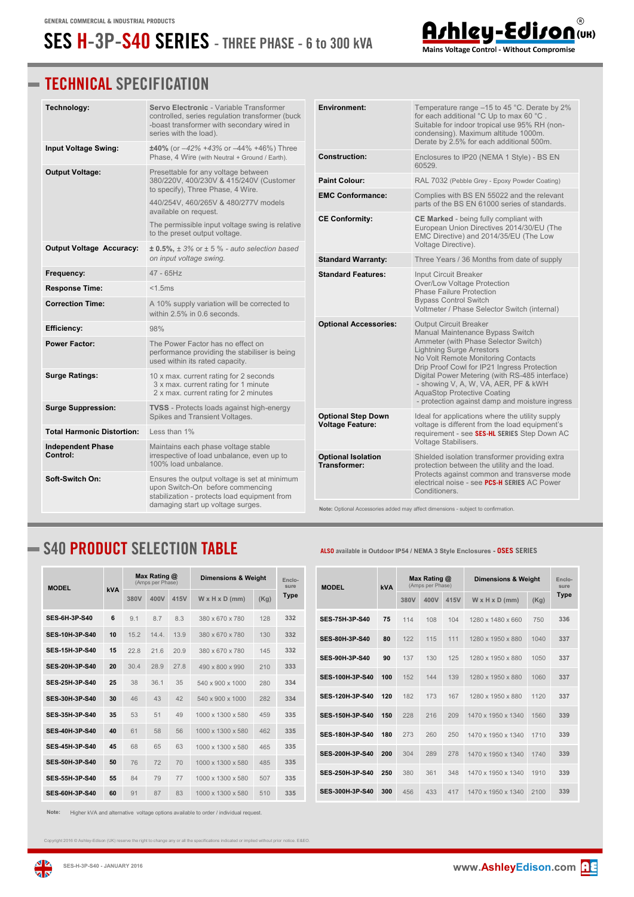GENERAL COMMERCIAL & INDUSTRIAL PRODUCTS

# SES H-3P-S40 SERIES - THREE PHASE - 6 to 300 kVA

Ashley-Edison (UK) — Mains Voltage Control - Without Compromise

## TECHNICAL SPECIFICATION

| | |
|---|---|
| **Technology:** | **Servo Electronic** - Variable Transformer controlled, series regulation transformer (buck -boast transformer with secondary wired in series with the load). |
| **Input Voltage Swing:** | **±40%** (or *–42% +43%* or *–44% +46%*) Three Phase, 4 Wire (with Neutral + Ground / Earth). |
| **Output Voltage:** | Presettable for any voltage between 380/220V, 400/230V & 415/240V (Customer to specify), Three Phase, 4 Wire. 440/254V, 460/265V & 480/277V models available on request. The permissible input voltage swing is relative to the preset output voltage. |
| **Output Voltage Accuracy:** | **± 0.5%,** *± 3% or ± 5 % - auto selection based on input voltage swing.* |
| **Frequency:** | 47 - 65Hz |
| **Response Time:** | <1.5ms |
| **Correction Time:** | A 10% supply variation will be corrected to within 2.5% in 0.6 seconds. |
| **Efficiency:** | 98% |
| **Power Factor:** | The Power Factor has no effect on performance providing the stabiliser is being used within its rated capacity. |
| **Surge Ratings:** | 10 x max. current rating for 2 seconds<br>3 x max. current rating for 1 minute<br>2 x max. current rating for 2 minutes |
| **Surge Suppression:** | **TVSS** - Protects loads against high-energy Spikes and Transient Voltages. |
| **Total Harmonic Distortion:** | Less than 1% |
| **Independent Phase Control:** | Maintains each phase voltage stable irrespective of load unbalance, even up to 100% load unbalance. |
| **Soft-Switch On:** | Ensures the output voltage is set at minimum upon Switch-On before commencing stabilization - protects load equipment from damaging start up voltage surges. |
| **Environment:** | Temperature range –15 to 45 °C. Derate by 2% for each additional °C Up to max 60 °C . Suitable for indoor tropical use 95% RH (non-condensing). Maximum altitude 1000m. Derate by 2.5% for each additional 500m. |
| **Construction:** | Enclosures to IP20 (NEMA 1 Style) - BS EN 60529. |
| **Paint Colour:** | RAL 7032 (Pebble Grey - Epoxy Powder Coating) |
| **EMC Conformance:** | Complies with BS EN 55022 and the relevant parts of the BS EN 61000 series of standards. |
| **CE Conformity:** | **CE Marked** - being fully compliant with European Union Directives 2014/30/EU (The EMC Directive) and 2014/35/EU (The Low Voltage Directive). |
| **Standard Warranty:** | Three Years / 36 Months from date of supply |
| **Standard Features:** | Input Circuit Breaker<br>Over/Low Voltage Protection<br>Phase Failure Protection<br>Bypass Control Switch<br>Voltmeter / Phase Selector Switch (internal) |
| **Optional Accessories:** | Output Circuit Breaker<br>Manual Maintenance Bypass Switch<br>Ammeter (with Phase Selector Switch)<br>Lightning Surge Arrestors<br>No Volt Remote Monitoring Contacts<br>Drip Proof Cowl for IP21 Ingress Protection<br>Digital Power Metering (with RS-485 interface) - showing V, A, W, VA, AER, PF & kWH<br>AquaStop Protective Coating - protection against damp and moisture ingress |
| **Optional Step Down Voltage Feature:** | Ideal for applications where the utility supply voltage is different from the load equipment's requirement - see **SES-HL SERIES** Step Down AC Voltage Stabilisers. |
| **Optional Isolation Transformer:** | Shielded isolation transformer providing extra protection between the utility and the load. Protects against common and transverse mode electrical noise - see **PCS-H SERIES** AC Power Conditioners. |

**Note:** Optional Accessories added may affect dimensions - subject to confirmation.

## S40 PRODUCT SELECTION TABLE

**ALSO available in Outdoor IP54 / NEMA 3 Style Enclosures - OSES SERIES**

| MODEL | kVA | Max Rating @ (Amps per Phase) 380V | 400V | 415V | Dimensions & Weight W x H x D (mm) | (Kg) | Enclosure Type |
|---|---|---|---|---|---|---|---|
| SES-6H-3P-S40 | 6 | 9.1 | 8.7 | 8.3 | 380 x 670 x 780 | 128 | 332 |
| SES-10H-3P-S40 | 10 | 15.2 | 14.4. | 13.9 | 380 x 670 x 780 | 130 | 332 |
| SES-15H-3P-S40 | 15 | 22.8 | 21.6 | 20.9 | 380 x 670 x 780 | 145 | 332 |
| SES-20H-3P-S40 | 20 | 30.4 | 28.9 | 27.8 | 490 x 800 x 990 | 210 | 333 |
| SES-25H-3P-S40 | 25 | 38 | 36.1 | 35 | 540 x 900 x 1000 | 280 | 334 |
| SES-30H-3P-S40 | 30 | 46 | 43 | 42 | 540 x 900 x 1000 | 282 | 334 |
| SES-35H-3P-S40 | 35 | 53 | 51 | 49 | 1000 x 1300 x 580 | 459 | 335 |
| SES-40H-3P-S40 | 40 | 61 | 58 | 56 | 1000 x 1300 x 580 | 462 | 335 |
| SES-45H-3P-S40 | 45 | 68 | 65 | 63 | 1000 x 1300 x 580 | 465 | 335 |
| SES-50H-3P-S40 | 50 | 76 | 72 | 70 | 1000 x 1300 x 580 | 485 | 335 |
| SES-55H-3P-S40 | 55 | 84 | 79 | 77 | 1000 x 1300 x 580 | 507 | 335 |
| SES-60H-3P-S40 | 60 | 91 | 87 | 83 | 1000 x 1300 x 580 | 510 | 335 |
| SES-75H-3P-S40 | 75 | 114 | 108 | 104 | 1280 x 1480 x 660 | 750 | 336 |
| SES-80H-3P-S40 | 80 | 122 | 115 | 111 | 1280 x 1950 x 880 | 1040 | 337 |
| SES-90H-3P-S40 | 90 | 137 | 130 | 125 | 1280 x 1950 x 880 | 1050 | 337 |
| SES-100H-3P-S40 | 100 | 152 | 144 | 139 | 1280 x 1950 x 880 | 1060 | 337 |
| SES-120H-3P-S40 | 120 | 182 | 173 | 167 | 1280 x 1950 x 880 | 1120 | 337 |
| SES-150H-3P-S40 | 150 | 228 | 216 | 209 | 1470 x 1950 x 1340 | 1560 | 339 |
| SES-180H-3P-S40 | 180 | 273 | 260 | 250 | 1470 x 1950 x 1340 | 1710 | 339 |
| SES-200H-3P-S40 | 200 | 304 | 289 | 278 | 1470 x 1950 x 1340 | 1740 | 339 |
| SES-250H-3P-S40 | 250 | 380 | 361 | 348 | 1470 x 1950 x 1340 | 1910 | 339 |
| SES-300H-3P-S40 | 300 | 456 | 433 | 417 | 1470 x 1950 x 1340 | 2100 | 339 |

**Note:** Higher kVA and alternative voltage options available to order / individual request.

Copyright 2016 © Ashley-Edison (UK) reserve the right to change any or all the specifications indicated or implied without prior notice. E&EO.

SES-H-3P-S40 - JANUARY 2016

www.AshleyEdison.com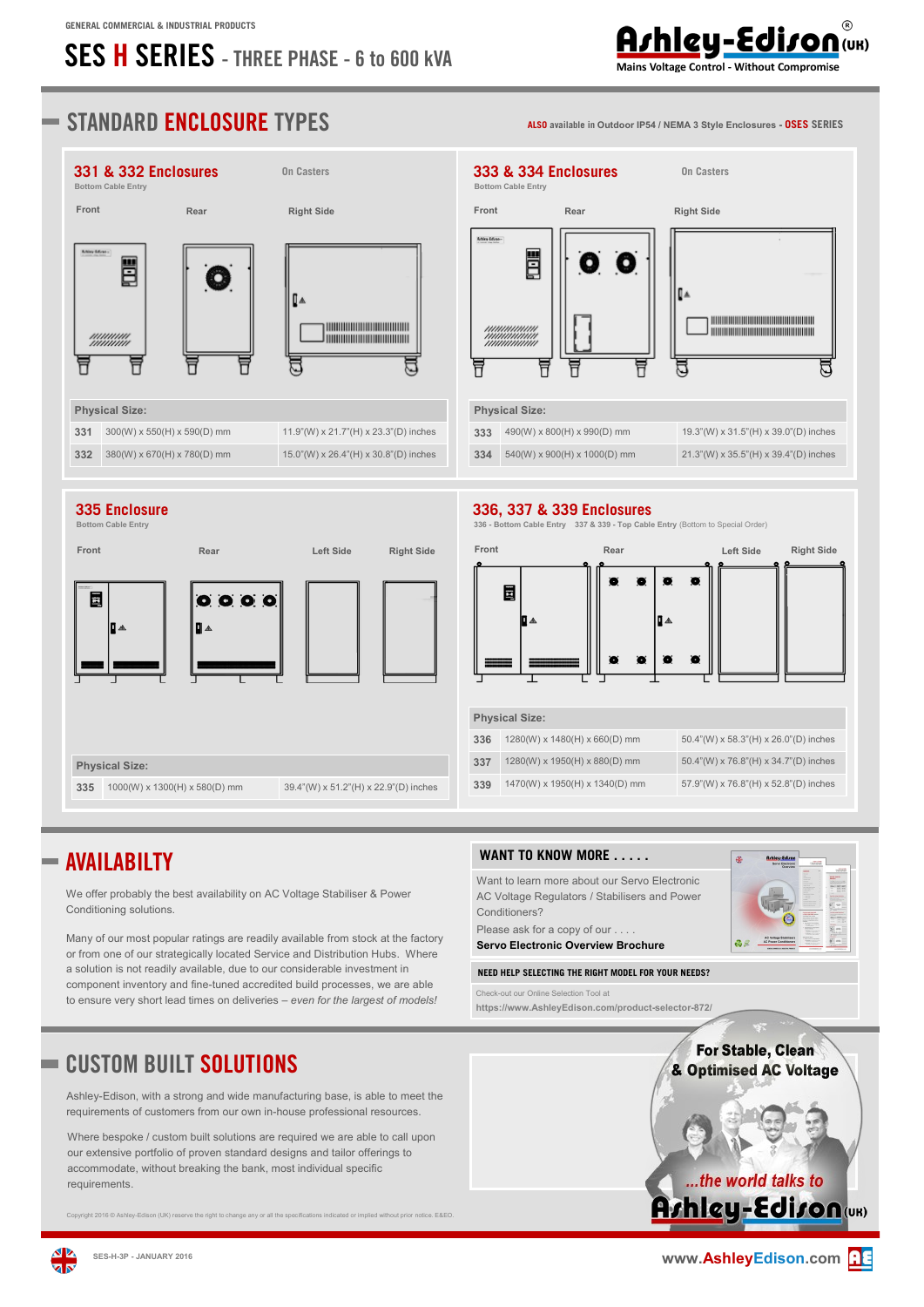GENERAL COMMERCIAL & INDUSTRIAL PRODUCTS

# SES H SERIES - THREE PHASE - 6 to 600 kVA

Ashley-Edison (UK)
Mains Voltage Control - Without Compromise

## STANDARD ENCLOSURE TYPES

**ALSO** available in Outdoor IP54 / NEMA 3 Style Enclosures - **OSES SERIES**

### 331 & 332 Enclosures

Bottom Cable Entry

On Casters

Front · Rear · Right Side

| Physical Size: | | |
|---|---|---|
| 331 | 300(W) x 550(H) x 590(D) mm | 11.9"(W) x 21.7"(H) x 23.3"(D) inches |
| 332 | 380(W) x 670(H) x 780(D) mm | 15.0"(W) x 26.4"(H) x 30.8"(D) inches |

### 333 & 334 Enclosures

Bottom Cable Entry

On Casters

Front · Rear · Right Side

| Physical Size: | | |
|---|---|---|
| 333 | 490(W) x 800(H) x 990(D) mm | 19.3"(W) x 31.5"(H) x 39.0"(D) inches |
| 334 | 540(W) x 900(H) x 1000(D) mm | 21.3"(W) x 35.5"(H) x 39.4"(D) inches |

### 335 Enclosure

Bottom Cable Entry

Front · Rear · Left Side · Right Side

| Physical Size: | | |
|---|---|---|
| 335 | 1000(W) x 1300(H) x 580(D) mm | 39.4"(W) x 51.2"(H) x 22.9"(D) inches |

### 336, 337 & 339 Enclosures

336 - Bottom Cable Entry 337 & 339 - Top Cable Entry (Bottom to Special Order)

Front · Rear · Left Side · Right Side

| Physical Size: | | |
|---|---|---|
| 336 | 1280(W) x 1480(H) x 660(D) mm | 50.4"(W) x 58.3"(H) x 26.0"(D) inches |
| 337 | 1280(W) x 1950(H) x 880(D) mm | 50.4"(W) x 76.8"(H) x 34.7"(D) inches |
| 339 | 1470(W) x 1950(H) x 1340(D) mm | 57.9"(W) x 76.8"(H) x 52.8"(D) inches |

## AVAILABILTY

We offer probably the best availability on AC Voltage Stabiliser & Power Conditioning solutions.

Many of our most popular ratings are readily available from stock at the factory or from one of our strategically located Service and Distribution Hubs. Where a solution is not readily available, due to our considerable investment in component inventory and fine-tuned accredited build processes, we are able to ensure very short lead times on deliveries – *even for the largest of models!*

### WANT TO KNOW MORE . . . . .

Want to learn more about our Servo Electronic AC Voltage Regulators / Stabilisers and Power Conditioners?

Please ask for a copy of our . . . .

**Servo Electronic Overview Brochure**

### NEED HELP SELECTING THE RIGHT MODEL FOR YOUR NEEDS?

Check-out our Online Selection Tool at

https://www.AshleyEdison.com/product-selector-872/

## CUSTOM BUILT SOLUTIONS

Ashley-Edison, with a strong and wide manufacturing base, is able to meet the requirements of customers from our own in-house professional resources.

Where bespoke / custom built solutions are required we are able to call upon our extensive portfolio of proven standard designs and tailor offerings to accommodate, without breaking the bank, most individual specific requirements.

For Stable, Clean & Optimised AC Voltage

*...the world talks to* Ashley-Edison (UK)

Copyright 2016 © Ashley-Edison (UK) reserve the right to change any or all the specifications indicated or implied without prior notice. E&EO.

SES-H-3P - JANUARY 2016

www.AshleyEdison.com